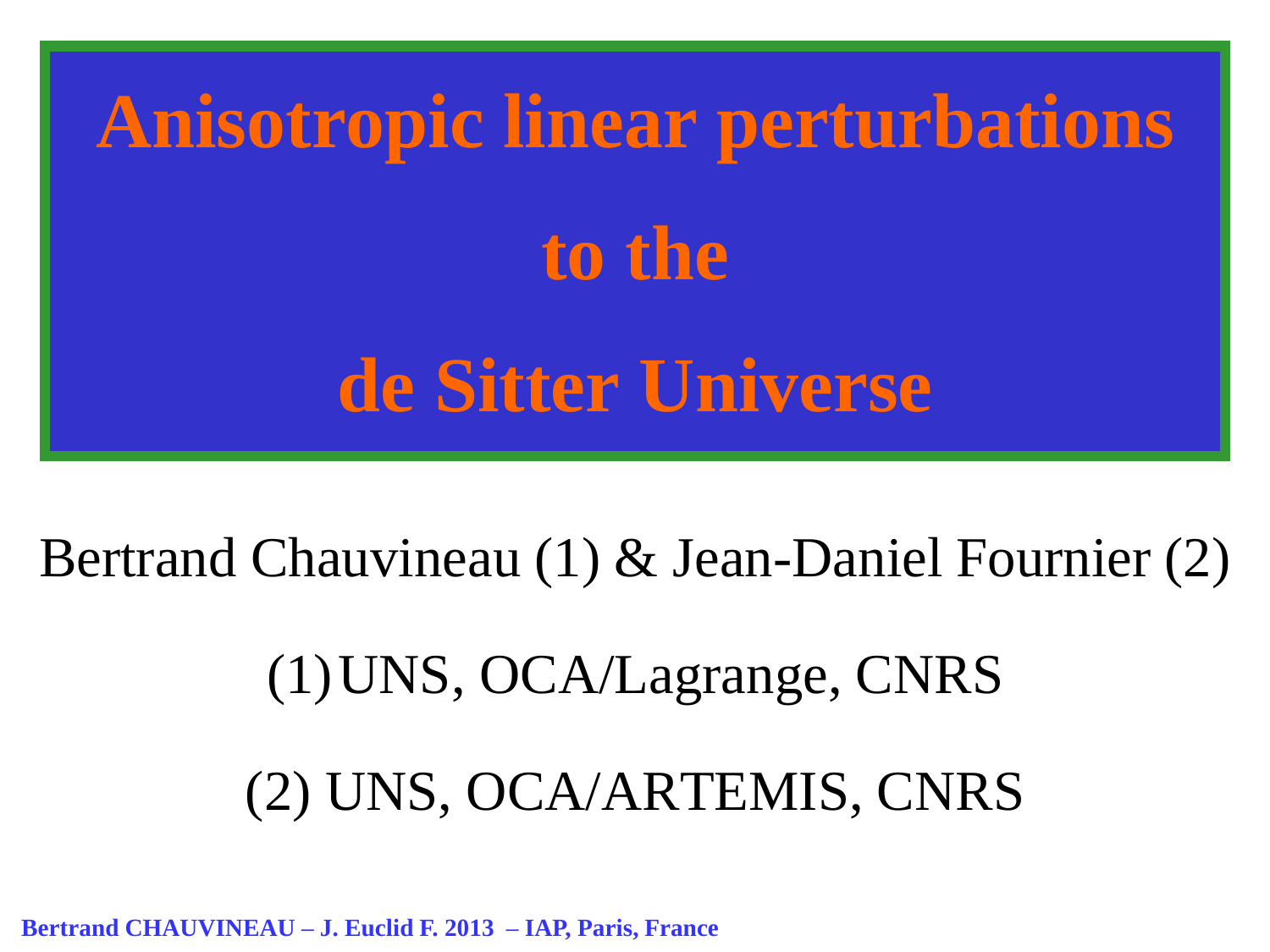# Anisotropic linear perturbations to the de Sitter Universe

Bertrand Chauvineau (1) & Jean-Daniel Fournier (2)

(1) UNS, OCA/Lagrange, CNRS

(2) UNS, OCA/ARTEMIS, CNRS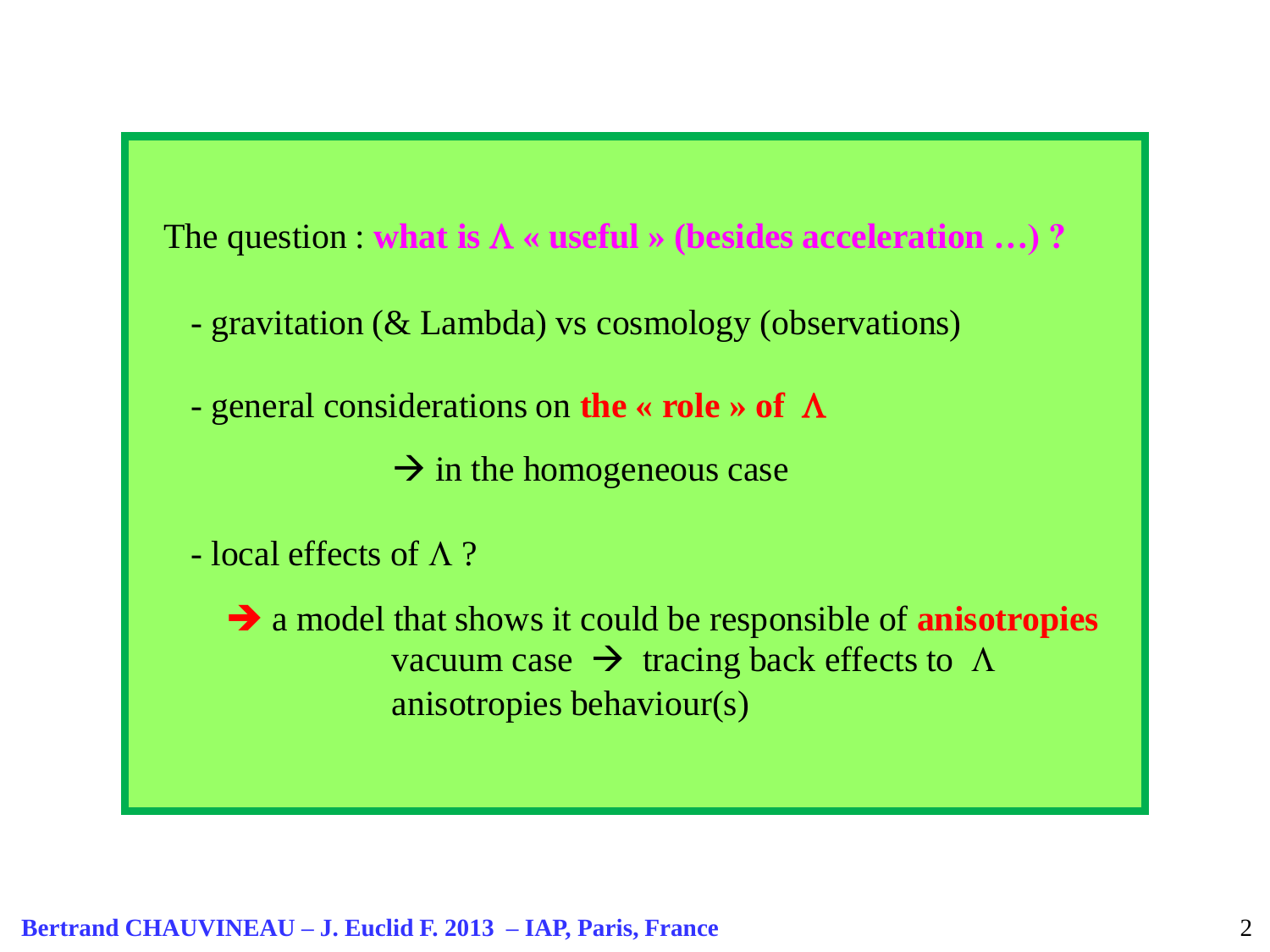The question : **what is $\Lambda$ « useful » (besides acceleration …) ?**

- gravitation (& Lambda) vs cosmology (observations)

- general considerations on **the « role » of $\Lambda$**

  → in the homogeneous case

- local effects of $\Lambda$ ?

  → a model that shows it could be responsible of **anisotropies**
  vacuum case → tracing back effects to $\Lambda$
  anisotropies behaviour(s)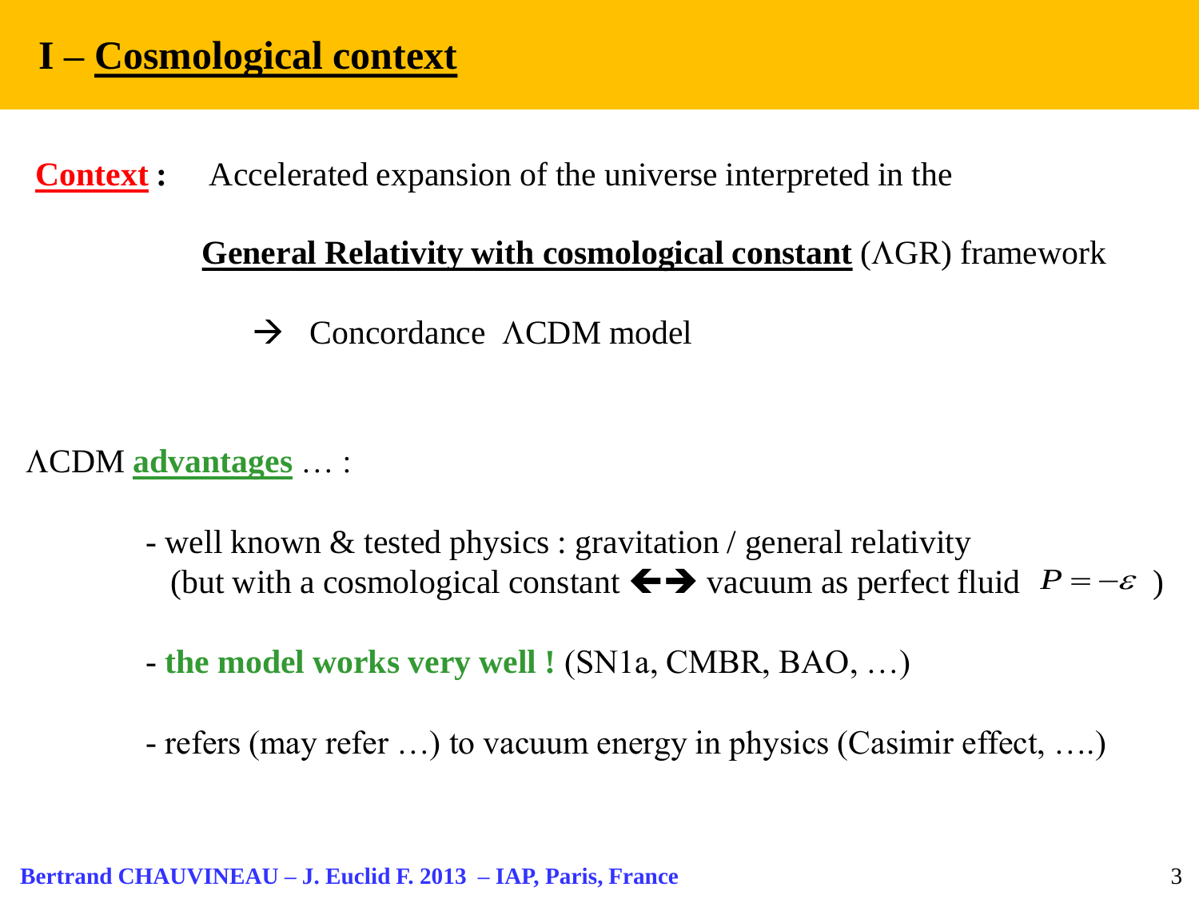# I – Cosmological context

**Context :** Accelerated expansion of the universe interpreted in the

**General Relativity with cosmological constant** ($\Lambda$GR) framework

→ Concordance $\Lambda$CDM model

$\Lambda$CDM **advantages** … :

- well known & tested physics : gravitation / general relativity (but with a cosmological constant ←→ vacuum as perfect fluid $P = -\varepsilon$ )
- **the model works very well !** (SN1a, CMBR, BAO, …)
- refers (may refer …) to vacuum energy in physics (Casimir effect, ….)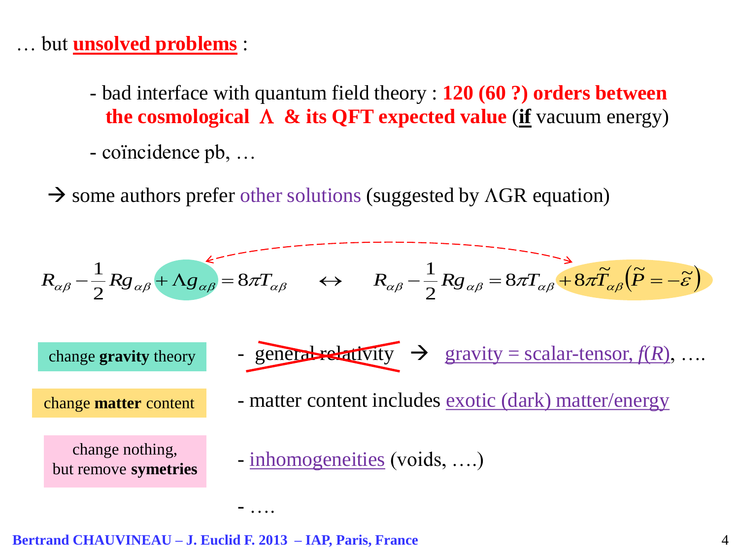… but **unsolved problems** :

- bad interface with quantum field theory : **120 (60 ?) orders between the cosmological $\Lambda$ & its QFT expected value** (**if** vacuum energy)
- coïncidence pb, …

→ some authors prefer other solutions (suggested by $\Lambda$GR equation)

$$R_{\alpha\beta} - \frac{1}{2} R g_{\alpha\beta} + \Lambda g_{\alpha\beta} = 8\pi T_{\alpha\beta} \quad \leftrightarrow \quad R_{\alpha\beta} - \frac{1}{2} R g_{\alpha\beta} = 8\pi T_{\alpha\beta} + 8\pi \tilde{T}_{\alpha\beta}\left(\tilde{P} = -\tilde{\varepsilon}\right)$$

| | |
|---|---|
| change **gravity** theory | - ~~general relativity~~ → gravity = scalar-tensor, $f(R)$, …. |
| change **matter** content | - matter content includes exotic (dark) matter/energy |
| change nothing, but remove **symetries** | - inhomogeneities (voids, ….) |
| | - …. |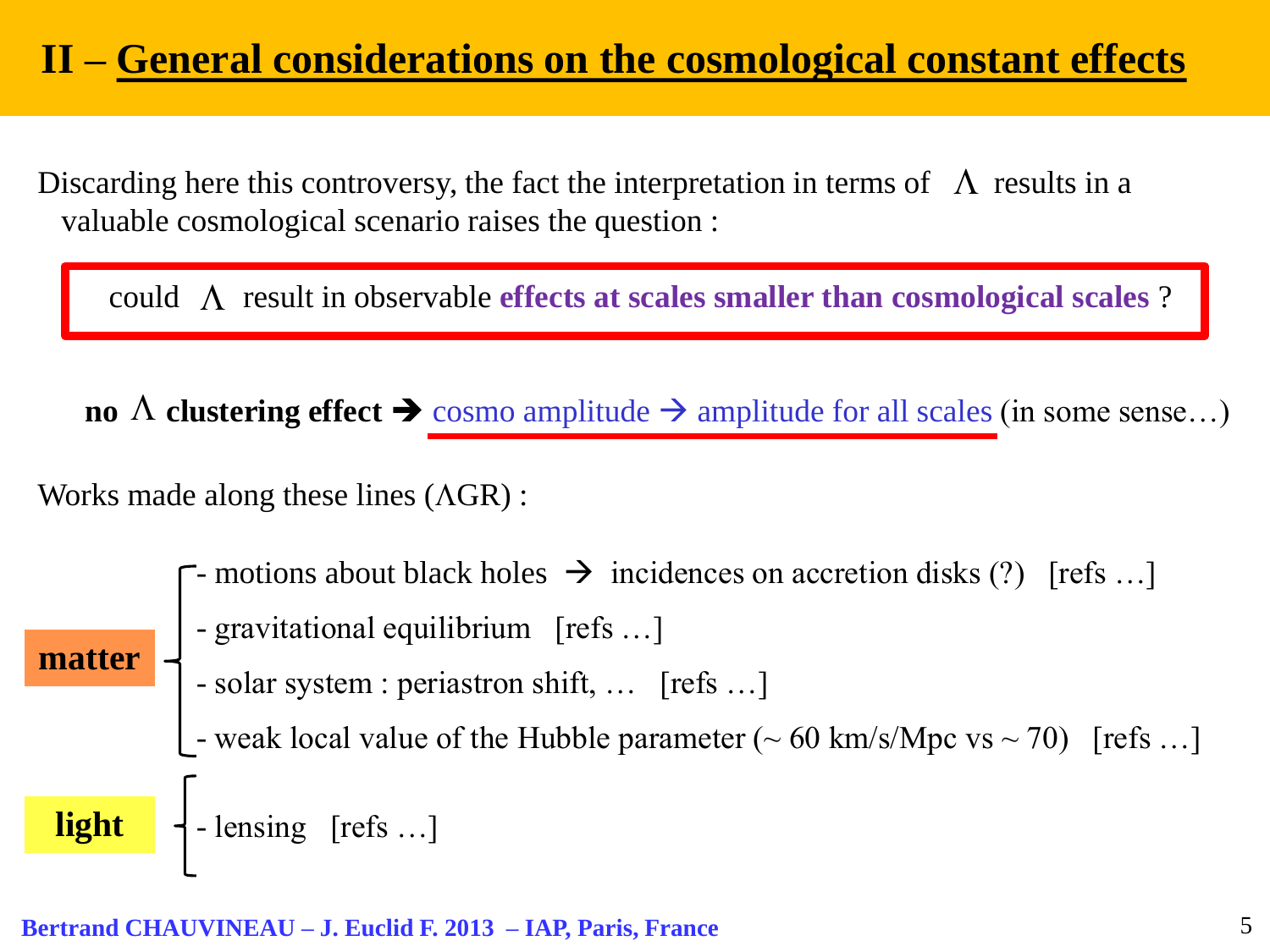# II – General considerations on the cosmological constant effects

Discarding here this controversy, the fact the interpretation in terms of $\Lambda$ results in a valuable cosmological scenario raises the question :

> could $\Lambda$ result in observable **effects at scales smaller than cosmological scales** ?

**no $\Lambda$ clustering effect** ➔ cosmo amplitude → amplitude for all scales (in some sense…)

Works made along these lines ($\Lambda$GR) :

**matter**

- motions about black holes → incidences on accretion disks (?) [refs …]
- gravitational equilibrium [refs …]
- solar system : periastron shift, … [refs …]
- weak local value of the Hubble parameter (~ 60 km/s/Mpc vs ~ 70) [refs …]

**light**

- lensing [refs …]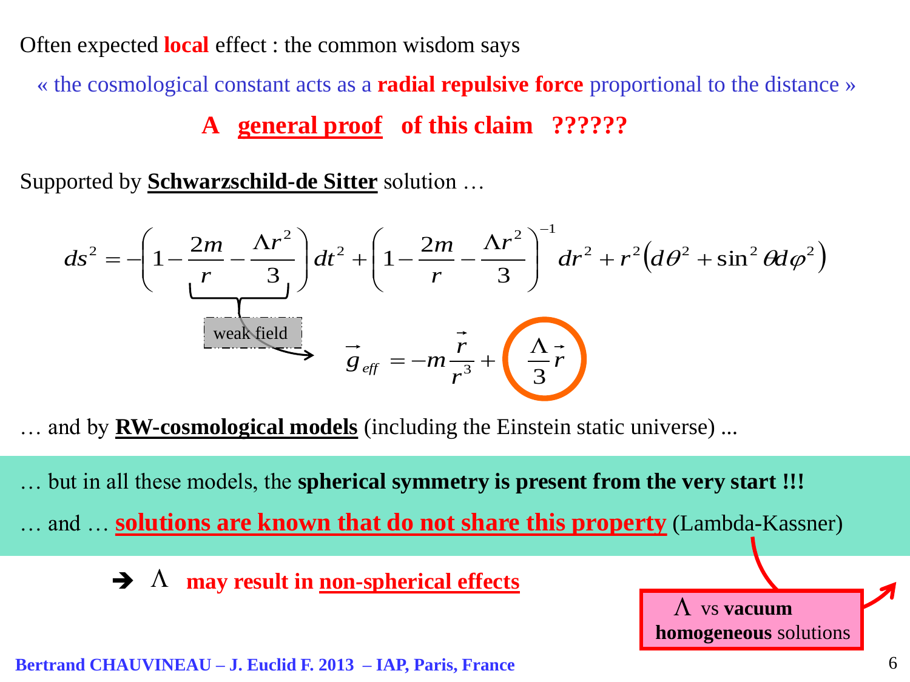Often expected **local** effect : the common wisdom says

« the cosmological constant acts as a **radial repulsive force** proportional to the distance »

**A general proof of this claim ??????**

Supported by **Schwarzschild-de Sitter** solution …

$$ds^2 = -\left(1 - \frac{2m}{r} - \frac{\Lambda r^2}{3}\right) dt^2 + \left(1 - \frac{2m}{r} - \frac{\Lambda r^2}{3}\right)^{-1} dr^2 + r^2\left(d\theta^2 + \sin^2\theta d\varphi^2\right)$$

weak field

$$\vec{g}_{eff} = -m\frac{\vec{r}}{r^3} + \frac{\Lambda}{3}\vec{r}$$

… and by **RW-cosmological models** (including the Einstein static universe) ...

… but in all these models, the **spherical symmetry is present from the very start !!!**

… and … **solutions are known that do not share this property** (Lambda-Kassner)

➔ $\Lambda$ **may result in non-spherical effects**

$\Lambda$ vs **vacuum homogeneous** solutions

**Bertrand CHAUVINEAU – J. Euclid F. 2013 – IAP, Paris, France**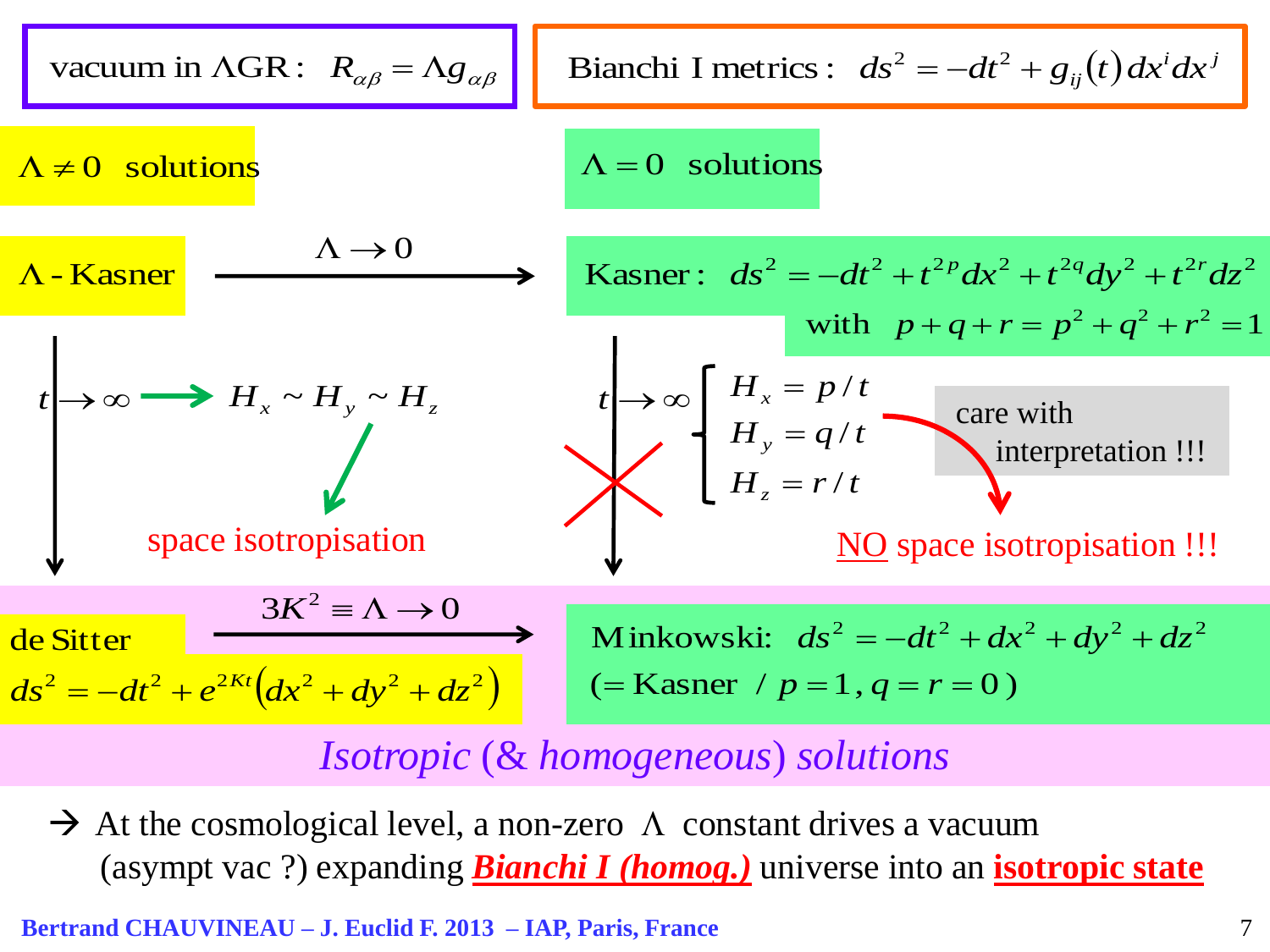vacuum in ΛGR: $R_{\alpha\beta} = \Lambda g_{\alpha\beta}$

Bianchi I metrics: $ds^2 = -dt^2 + g_{ij}(t)\,dx^i dx^j$

**$\Lambda \neq 0$ solutions**

**$\Lambda = 0$ solutions**

Λ - Kasner $\xrightarrow{\Lambda \to 0}$ Kasner: $ds^2 = -dt^2 + t^{2p}dx^2 + t^{2q}dy^2 + t^{2r}dz^2$ with $p + q + r = p^2 + q^2 + r^2 = 1$

Λ - Kasner, $t \to \infty$: $H_x \sim H_y \sim H_z$ → space isotropisation

Kasner, $t \to \infty$:

$$\begin{cases} H_x = p/t \\ H_y = q/t \\ H_z = r/t \end{cases}$$

care with interpretation !!! → NO space isotropisation !!!

de Sitter $ds^2 = -dt^2 + e^{2Kt}\left(dx^2 + dy^2 + dz^2\right)$ $\xrightarrow{3K^2 \equiv \Lambda \to 0}$ Minkowski: $ds^2 = -dt^2 + dx^2 + dy^2 + dz^2$ (= Kasner / $p = 1, q = r = 0$)

*Isotropic (& homogeneous) solutions*

→ At the cosmological level, a non-zero Λ constant drives a vacuum (asympt vac ?) expanding ***Bianchi I (homog.)*** universe into an **isotropic state**

**Bertrand CHAUVINEAU – J. Euclid F. 2013 – IAP, Paris, France**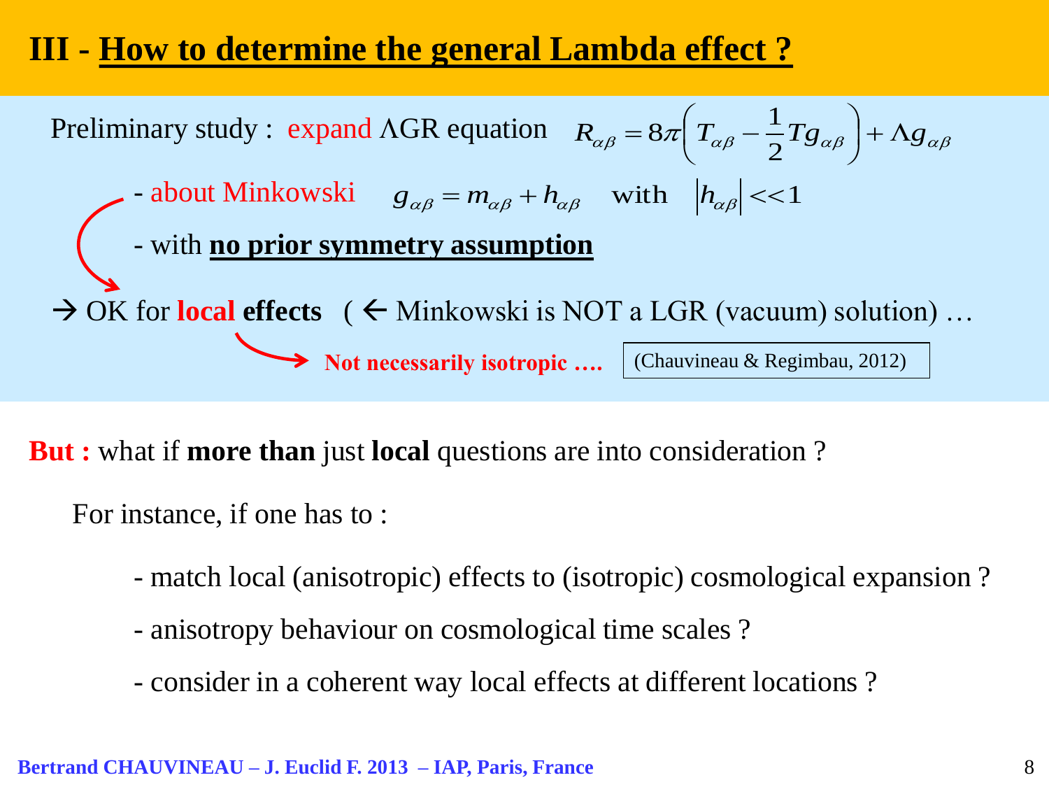# III - How to determine the general Lambda effect ?

Preliminary study : expand ΛGR equation $R_{\alpha\beta} = 8\pi\left(T_{\alpha\beta} - \frac{1}{2}Tg_{\alpha\beta}\right) + \Lambda g_{\alpha\beta}$

- about Minkowski $g_{\alpha\beta} = m_{\alpha\beta} + h_{\alpha\beta}$ with $\left|h_{\alpha\beta}\right| << 1$
- with **no prior symmetry assumption**

→ OK for **local effects** ( ← Minkowski is NOT a LGR (vacuum) solution) …

**Not necessarily isotropic ….** (Chauvineau & Regimbau, 2012)

**But :** what if **more than** just **local** questions are into consideration ?

For instance, if one has to :

- match local (anisotropic) effects to (isotropic) cosmological expansion ?
- anisotropy behaviour on cosmological time scales ?
- consider in a coherent way local effects at different locations ?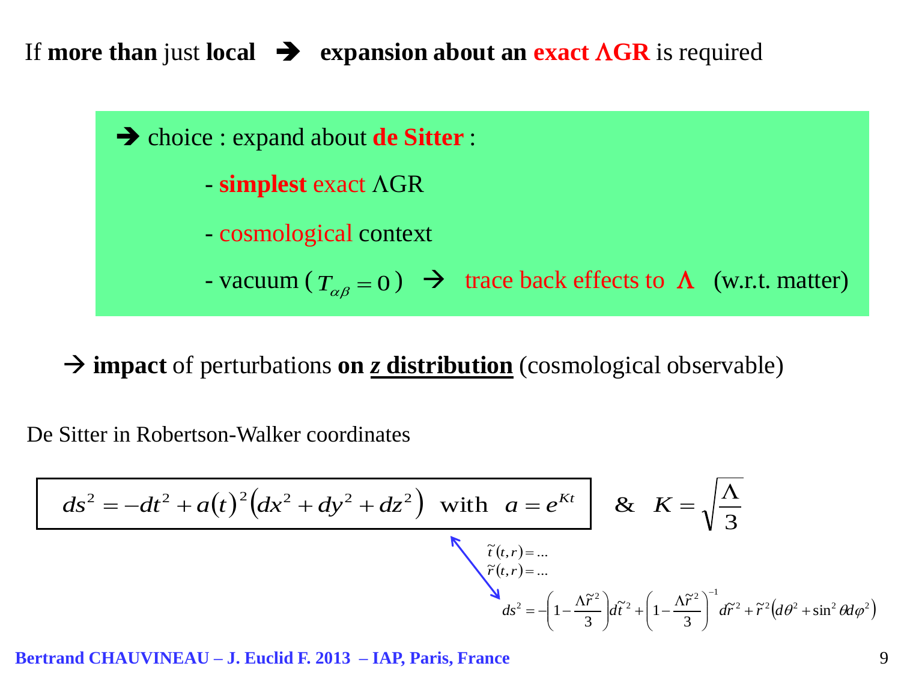If **more than** just **local** ➔ **expansion about an exact ΛGR** is required

➔ choice : expand about **de Sitter** :

- **simplest** exact ΛGR
- cosmological context
- vacuum ( $T_{\alpha\beta} = 0$ ) → trace back effects to **Λ** (w.r.t. matter)

→ **impact** of perturbations **on <u>z distribution</u>** (cosmological observable)

De Sitter in Robertson-Walker coordinates

$$ds^2 = -dt^2 + a(t)^2\left(dx^2 + dy^2 + dz^2\right) \quad \text{with} \quad a = e^{Kt} \quad \& \quad K = \sqrt{\frac{\Lambda}{3}}$$

$$\tilde{t}(t,r) = \ldots$$
$$\tilde{r}(t,r) = \ldots$$

$$ds^2 = -\left(1 - \frac{\Lambda\tilde{r}^2}{3}\right)d\tilde{t}^2 + \left(1 - \frac{\Lambda\tilde{r}^2}{3}\right)^{-1}d\tilde{r}^2 + \tilde{r}^2\left(d\theta^2 + \sin^2\theta d\varphi^2\right)$$

**Bertrand CHAUVINEAU – J. Euclid F. 2013 – IAP, Paris, France**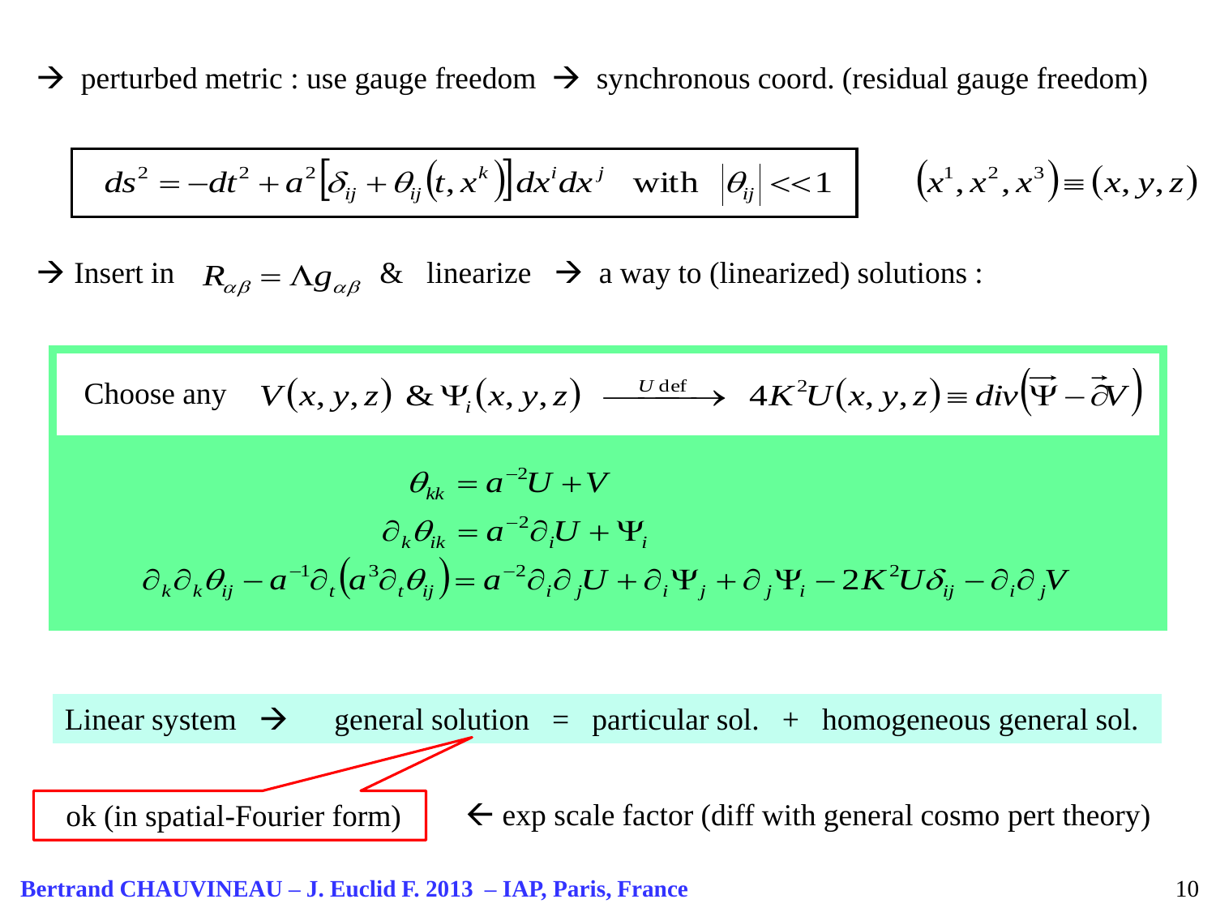→ perturbed metric : use gauge freedom → synchronous coord. (residual gauge freedom)

$$ds^2 = -dt^2 + a^2\left[\delta_{ij} + \theta_{ij}\left(t, x^k\right)\right] dx^i dx^j \quad \text{with} \quad \left|\theta_{ij}\right| << 1$$

$$\left(x^1, x^2, x^3\right) \equiv (x, y, z)$$

→ Insert in $R_{\alpha\beta} = \Lambda g_{\alpha\beta}$ & linearize → a way to (linearized) solutions :

Choose any $V(x,y,z)$ & $\Psi_i(x,y,z)$ $\xrightarrow{U \text{ def}}$ $4K^2 U(x,y,z) \equiv div\left(\vec{\Psi} - \vec{\partial} V\right)$

$$\theta_{kk} = a^{-2} U + V$$

$$\partial_k \theta_{ik} = a^{-2} \partial_i U + \Psi_i$$

$$\partial_k \partial_k \theta_{ij} - a^{-1} \partial_t \left(a^3 \partial_t \theta_{ij}\right) = a^{-2} \partial_i \partial_j U + \partial_i \Psi_j + \partial_j \Psi_i - 2K^2 U \delta_{ij} - \partial_i \partial_j V$$

Linear system → general solution = particular sol. + homogeneous general sol.

ok (in spatial-Fourier form) ← exp scale factor (diff with general cosmo pert theory)

**Bertrand CHAUVINEAU – J. Euclid F. 2013 – IAP, Paris, France**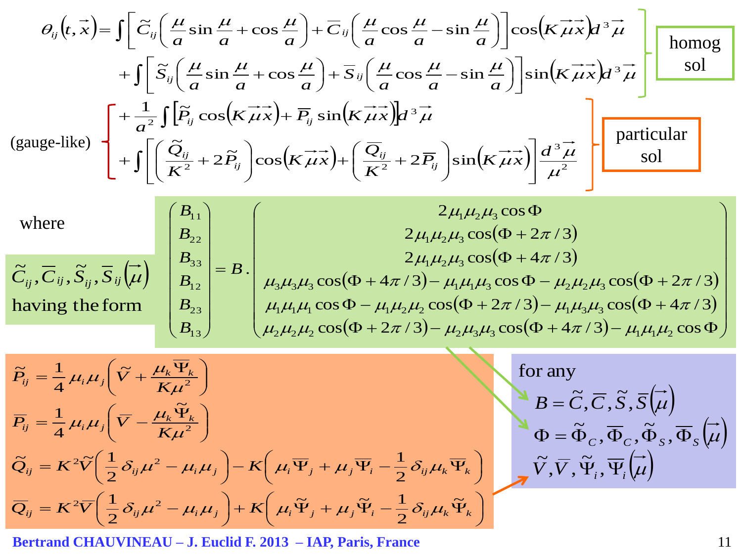$$\theta_{ij}(t,\vec{x}) = \int \left[ \tilde{C}_{ij}\left( \frac{\mu}{a}\sin\frac{\mu}{a} + \cos\frac{\mu}{a} \right) + \overline{C}_{ij}\left( \frac{\mu}{a}\cos\frac{\mu}{a} - \sin\frac{\mu}{a} \right) \right] \cos\left(K\vec{\mu}\vec{x}\right) d^3\vec{\mu}$$

$$+ \int \left[ \tilde{S}_{ij}\left( \frac{\mu}{a}\sin\frac{\mu}{a} + \cos\frac{\mu}{a} \right) + \overline{S}_{ij}\left( \frac{\mu}{a}\cos\frac{\mu}{a} - \sin\frac{\mu}{a} \right) \right] \sin\left(K\vec{\mu}\vec{x}\right) d^3\vec{\mu}$$

homog sol

(gauge-like)

$$+ \frac{1}{a^2}\int \left[ \tilde{P}_{ij}\cos\left(K\vec{\mu}\vec{x}\right) + \overline{P}_{ij}\sin\left(K\vec{\mu}\vec{x}\right) \right] d^3\vec{\mu}$$

$$+ \int \left[ \left( \frac{\tilde{Q}_{ij}}{K^2} + 2\tilde{P}_{ij} \right)\cos\left(K\vec{\mu}\vec{x}\right) + \left( \frac{\overline{Q}_{ij}}{K^2} + 2\overline{P}_{ij} \right)\sin\left(K\vec{\mu}\vec{x}\right) \right] \frac{d^3\vec{\mu}}{\mu^2}$$

particular sol

where

$\tilde{C}_{ij}, \overline{C}_{ij}, \tilde{S}_{ij}, \overline{S}_{ij}(\vec{\mu})$ having the form

$$\begin{pmatrix} B_{11} \\ B_{22} \\ B_{33} \\ B_{12} \\ B_{23} \\ B_{13} \end{pmatrix} = B.\begin{pmatrix} 2\mu_1\mu_2\mu_3\cos\Phi \\ 2\mu_1\mu_2\mu_3\cos(\Phi + 2\pi/3) \\ 2\mu_1\mu_2\mu_3\cos(\Phi + 4\pi/3) \\ \mu_3\mu_3\mu_3\cos(\Phi + 4\pi/3) - \mu_1\mu_1\mu_3\cos\Phi - \mu_2\mu_2\mu_3\cos(\Phi + 2\pi/3) \\ \mu_1\mu_1\mu_1\cos\Phi - \mu_1\mu_2\mu_2\cos(\Phi + 2\pi/3) - \mu_1\mu_3\mu_3\cos(\Phi + 4\pi/3) \\ \mu_2\mu_2\mu_2\cos(\Phi + 2\pi/3) - \mu_2\mu_3\mu_3\cos(\Phi + 4\pi/3) - \mu_1\mu_1\mu_2\cos\Phi \end{pmatrix}$$

$$\tilde{P}_{ij} = \frac{1}{4}\mu_i\mu_j\left( \tilde{V} + \frac{\mu_k\overline{\Psi}_k}{K\mu^2} \right)$$

$$\overline{P}_{ij} = \frac{1}{4}\mu_i\mu_j\left( \overline{V} - \frac{\mu_k\tilde{\Psi}_k}{K\mu^2} \right)$$

$$\tilde{Q}_{ij} = K^2\tilde{V}\left( \frac{1}{2}\delta_{ij}\mu^2 - \mu_i\mu_j \right) - K\left( \mu_i\overline{\Psi}_j + \mu_j\overline{\Psi}_i - \frac{1}{2}\delta_{ij}\mu_k\overline{\Psi}_k \right)$$

$$\overline{Q}_{ij} = K^2\overline{V}\left( \frac{1}{2}\delta_{ij}\mu^2 - \mu_i\mu_j \right) + K\left( \mu_i\tilde{\Psi}_j + \mu_j\tilde{\Psi}_i - \frac{1}{2}\delta_{ij}\mu_k\tilde{\Psi}_k \right)$$

for any

$$B = \tilde{C}, \overline{C}, \tilde{S}, \overline{S}(\vec{\mu})$$

$$\Phi = \tilde{\Phi}_C, \overline{\Phi}_C, \tilde{\Phi}_S, \overline{\Phi}_S(\vec{\mu})$$

$$\tilde{V}, \overline{V}, \tilde{\Psi}_i, \overline{\Psi}_i(\vec{\mu})$$

**Bertrand CHAUVINEAU – J. Euclid F. 2013 – IAP, Paris, France**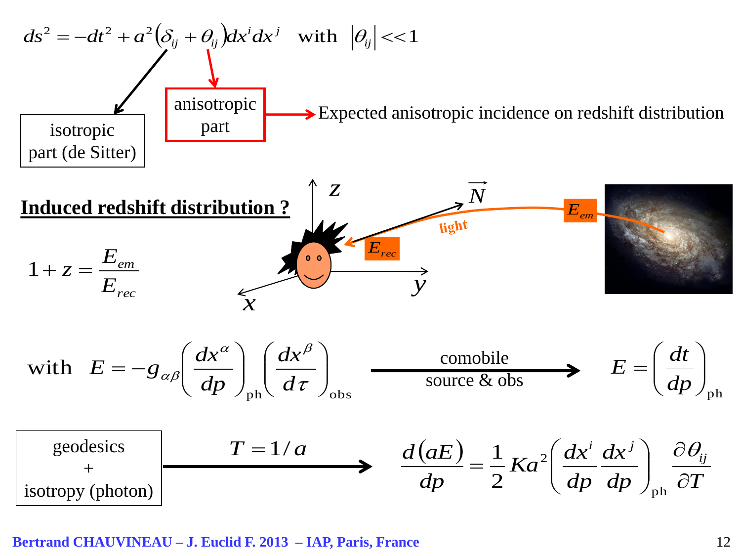$$ds^2 = -dt^2 + a^2\left(\delta_{ij} + \theta_{ij}\right)dx^i dx^j \quad \text{with} \quad \left|\theta_{ij}\right| << 1$$

isotropic part (de Sitter)

anisotropic part → Expected anisotropic incidence on redshift distribution

## Induced redshift distribution ?

$z$, $\vec{N}$, $E_{em}$, light, $E_{rec}$, $y$, $x$

$$1 + z = \frac{E_{em}}{E_{rec}}$$

$$\text{with} \quad E = -g_{\alpha\beta}\left(\frac{dx^\alpha}{dp}\right)_{\text{ph}}\left(\frac{dx^\beta}{d\tau}\right)_{\text{obs}} \xrightarrow[\text{source \& obs}]{\text{comobile}} E = \left(\frac{dt}{dp}\right)_{\text{ph}}$$

geodesics + isotropy (photon)

$$\xrightarrow{T = 1/a} \frac{d(aE)}{dp} = \frac{1}{2} K a^2 \left(\frac{dx^i}{dp}\frac{dx^j}{dp}\right)_{\text{ph}} \frac{\partial \theta_{ij}}{\partial T}$$

Bertrand CHAUVINEAU – J. Euclid F. 2013 – IAP, Paris, France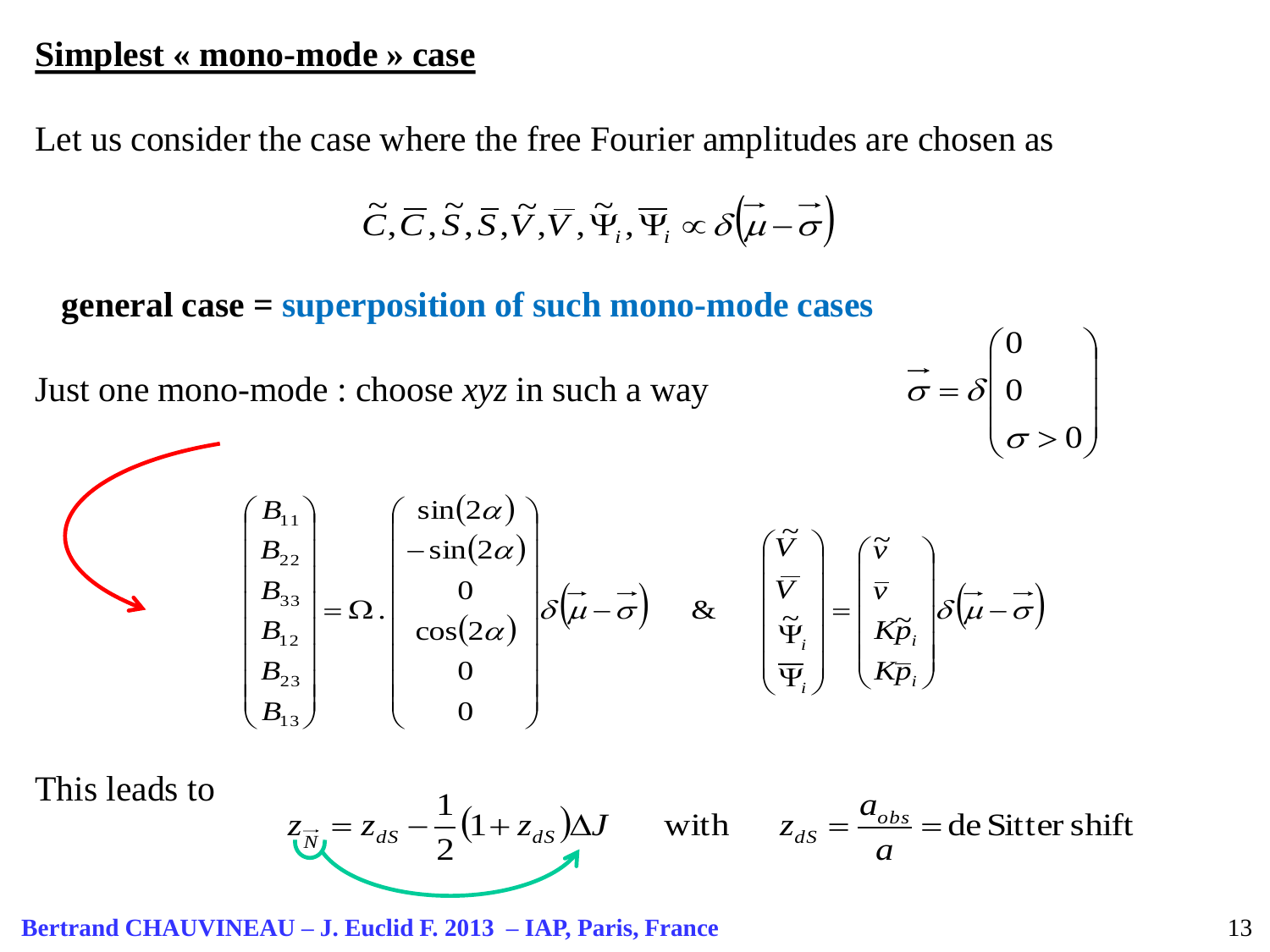## Simplest « mono-mode » case

Let us consider the case where the free Fourier amplitudes are chosen as

$$\tilde{C}, \overline{C}, \tilde{S}, \overline{S}, \tilde{V}, \overline{V}, \tilde{\Psi}_i, \overline{\Psi}_i \propto \delta\left(\vec{\mu} - \vec{\sigma}\right)$$

**general case = superposition of such mono-mode cases**

Just one mono-mode : choose *xyz* in such a way

$$\vec{\sigma} = \delta \begin{pmatrix} 0 \\ 0 \\ \sigma > 0 \end{pmatrix}$$

$$\begin{pmatrix} B_{11} \\ B_{22} \\ B_{33} \\ B_{12} \\ B_{23} \\ B_{13} \end{pmatrix} = \Omega . \begin{pmatrix} \sin(2\alpha) \\ -\sin(2\alpha) \\ 0 \\ \cos(2\alpha) \\ 0 \\ 0 \end{pmatrix} \delta\left(\vec{\mu} - \vec{\sigma}\right) \quad \& \quad \begin{pmatrix} \tilde{V} \\ \overline{V} \\ \tilde{\Psi}_i \\ \overline{\Psi}_i \end{pmatrix} = \begin{pmatrix} \tilde{v} \\ \overline{v} \\ K\tilde{p}_i \\ K\overline{p}_i \end{pmatrix} \delta\left(\vec{\mu} - \vec{\sigma}\right)$$

This leads to

$$z_{\vec{N}} = z_{dS} - \frac{1}{2}\left(1 + z_{dS}\right)\Delta J \qquad \text{with} \qquad z_{dS} = \frac{a_{obs}}{a} = \text{de Sitter shift}$$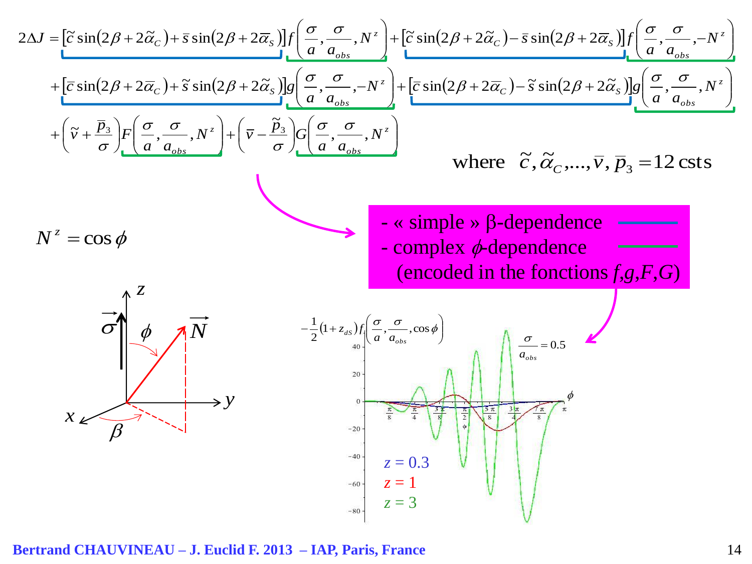$$
\begin{aligned}
2\Delta J =& \left[\tilde{c}\sin(2\beta+2\tilde{\alpha}_C)+\bar{s}\sin(2\beta+2\bar{\alpha}_S)\right] f\left(\frac{\sigma}{a},\frac{\sigma}{a_{obs}},N^z\right)+\left[\tilde{c}\sin(2\beta+2\tilde{\alpha}_C)-\bar{s}\sin(2\beta+2\bar{\alpha}_S)\right] f\left(\frac{\sigma}{a},\frac{\sigma}{a_{obs}},-N^z\right)\\
&+\left[\bar{c}\sin(2\beta+2\bar{\alpha}_C)+\tilde{s}\sin(2\beta+2\tilde{\alpha}_S)\right] g\left(\frac{\sigma}{a},\frac{\sigma}{a_{obs}},-N^z\right)+\left[\bar{c}\sin(2\beta+2\bar{\alpha}_C)-\tilde{s}\sin(2\beta+2\tilde{\alpha}_S)\right] g\left(\frac{\sigma}{a},\frac{\sigma}{a_{obs}},N^z\right)\\
&+\left(\tilde{v}+\frac{\bar{p}_3}{\sigma}\right)F\left(\frac{\sigma}{a},\frac{\sigma}{a_{obs}},N^z\right)+\left(\bar{v}-\frac{\tilde{p}_3}{\sigma}\right)G\left(\frac{\sigma}{a},\frac{\sigma}{a_{obs}},N^z\right)
\end{aligned}
$$

where $\tilde{c}, \tilde{\alpha}_C, \ldots, \bar{v}, \bar{p}_3 = 12$ csts

$N^z = \cos\phi$

- « simple » β-dependence
- complex $\phi$-dependence (encoded in the fonctions $f,g,F,G$)

$-\frac{1}{2}(1+z_{dS}) f_1\left(\frac{\sigma}{a},\frac{\sigma}{a_{obs}},\cos\phi\right)$, $\frac{\sigma}{a_{obs}} = 0.5$

$z = 0.3$
$z = 1$
$z = 3$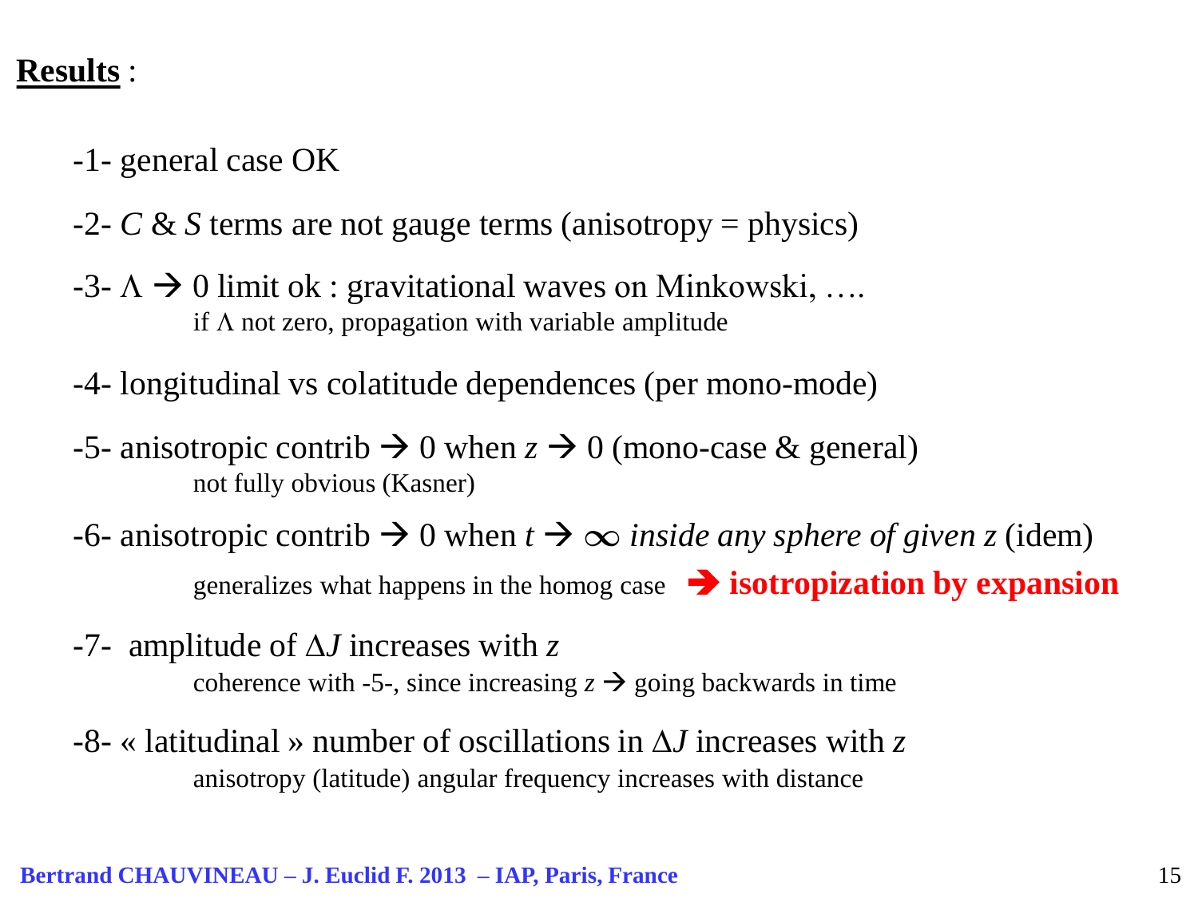**Results** :

-1- general case OK

-2- $C$ & $S$ terms are not gauge terms (anisotropy = physics)

-3- $\Lambda \rightarrow 0$ limit ok : gravitational waves on Minkowski, ….
 if $\Lambda$ not zero, propagation with variable amplitude

-4- longitudinal vs colatitude dependences (per mono-mode)

-5- anisotropic contrib $\rightarrow 0$ when $z \rightarrow 0$ (mono-case & general)
 not fully obvious (Kasner)

-6- anisotropic contrib $\rightarrow 0$ when $t \rightarrow \infty$ *inside any sphere of given z* (idem)
 generalizes what happens in the homog case ➔ **isotropization by expansion**

-7- amplitude of $\Delta J$ increases with $z$
 coherence with -5-, since increasing $z \rightarrow$ going backwards in time

-8- « latitudinal » number of oscillations in $\Delta J$ increases with $z$
 anisotropy (latitude) angular frequency increases with distance

**Bertrand CHAUVINEAU – J. Euclid F. 2013 – IAP, Paris, France**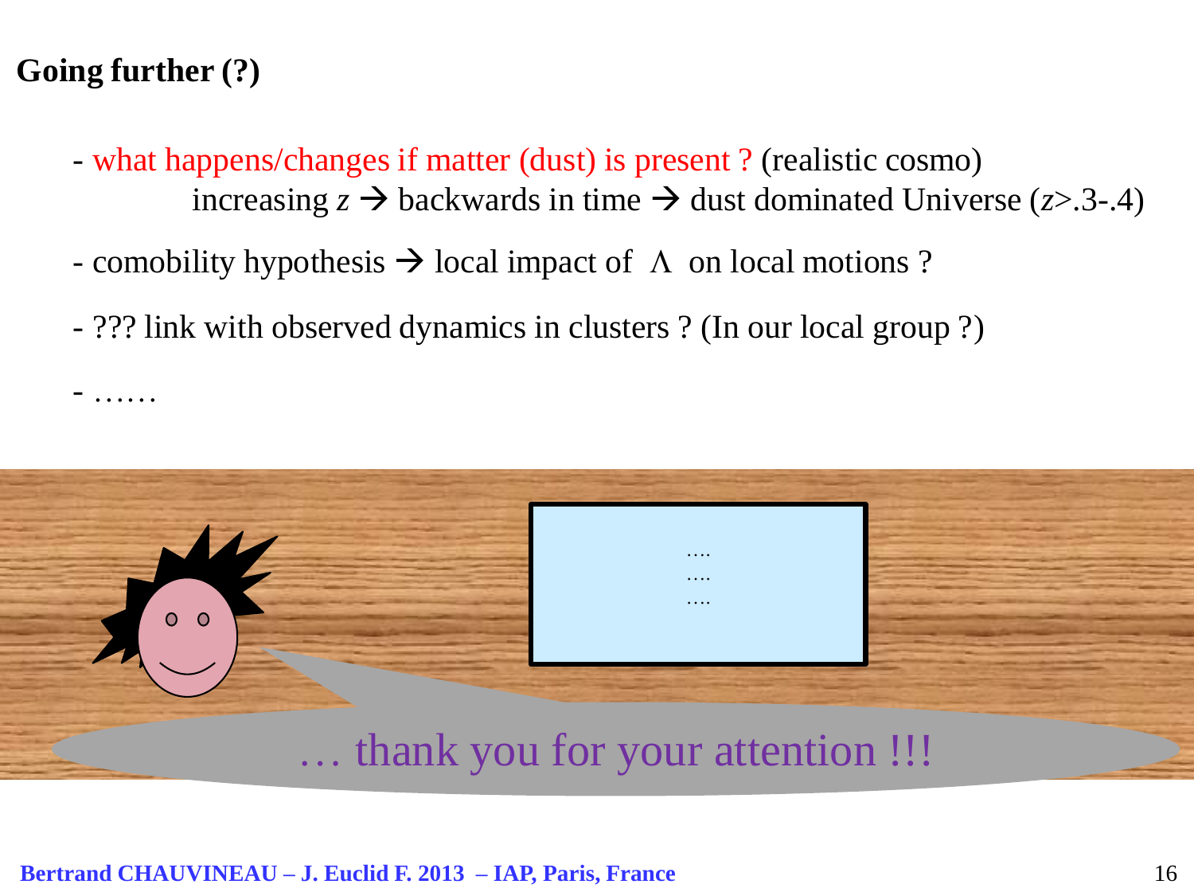**Going further (?)**

- what happens/changes if matter (dust) is present ? (realistic cosmo)
  increasing $z$ → backwards in time → dust dominated Universe ($z$>.3-.4)

- comobility hypothesis → local impact of $\Lambda$ on local motions ?

- ??? link with observed dynamics in clusters ? (In our local group ?)

- ……

….
….
….

… thank you for your attention !!!